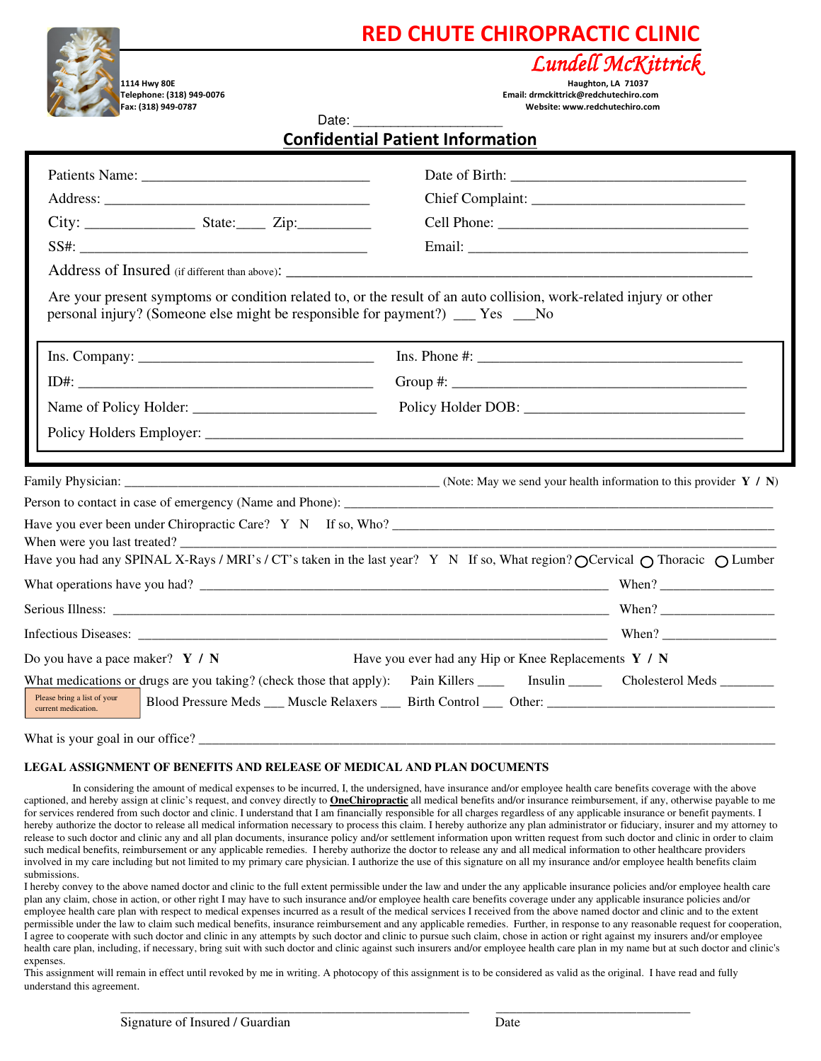# RED CHUTE CHIROPRACTIC CLINIC

*Lundell McKittrick*

1114 Hwy 80E
Telephone: (318) 949-0076
Fax: (318) 949-0787

Haughton, LA 71037
Email: drmckittrick@redchutechiro.com
Website: www.redchutechiro.com

Date: ____________________

## Confidential Patient Information

Patients Name: ______________________________ Date of Birth: ______________________________

Address: ______________________________ Chief Complaint: ______________________________

City: ______________ State:____ Zip:_________ Cell Phone: ______________________________

SS#: ______________________________ Email: ______________________________

Address of Insured (if different than above): ______________________________

Are your present symptoms or condition related to, or the result of an auto collision, work-related injury or other personal injury? (Someone else might be responsible for payment?) ___ Yes ___No

Ins. Company: ______________________________ Ins. Phone #: ______________________________

ID#: ______________________________ Group #: ______________________________

Name of Policy Holder: ______________________ Policy Holder DOB: ______________________

Policy Holders Employer: ______________________________

Family Physician: ______________________________ (Note: May we send your health information to this provider **Y / N**)

Person to contact in case of emergency (Name and Phone): ______________________________

Have you ever been under Chiropractic Care? Y N If so, Who? ______________________________

When were you last treated? ______________________________

Have you had any SPINAL X-Rays / MRI's / CT's taken in the last year? Y N If so, What region? ◯ Cervical ◯ Thoracic ◯ Lumber

What operations have you had? ______________________________ When? ______________

Serious Illness: ______________________________ When? ______________

Infectious Diseases: ______________________________ When? ______________

Do you have a pace maker? **Y / N** Have you ever had any Hip or Knee Replacements **Y / N**

What medications or drugs are you taking? (check those that apply): Pain Killers ____ Insulin _____ Cholesterol Meds ________

Please bring a list of your current medication.

Blood Pressure Meds ___ Muscle Relaxers ___ Birth Control ___ Other: ______________________________

What is your goal in our office? ______________________________

**LEGAL ASSIGNMENT OF BENEFITS AND RELEASE OF MEDICAL AND PLAN DOCUMENTS**

In considering the amount of medical expenses to be incurred, I, the undersigned, have insurance and/or employee health care benefits coverage with the above captioned, and hereby assign at clinic's request, and convey directly to **OneChiropractic** all medical benefits and/or insurance reimbursement, if any, otherwise payable to me for services rendered from such doctor and clinic. I understand that I am financially responsible for all charges regardless of any applicable insurance or benefit payments. I hereby authorize the doctor to release all medical information necessary to process this claim. I hereby authorize any plan administrator or fiduciary, insurer and my attorney to release to such doctor and clinic any and all plan documents, insurance policy and/or settlement information upon written request from such doctor and clinic in order to claim such medical benefits, reimbursement or any applicable remedies. I hereby authorize the doctor to release any and all medical information to other healthcare providers involved in my care including but not limited to my primary care physician. I authorize the use of this signature on all my insurance and/or employee health benefits claim submissions.

I hereby convey to the above named doctor and clinic to the full extent permissible under the law and under the any applicable insurance policies and/or employee health care plan any claim, chose in action, or other right I may have to such insurance and/or employee health care benefits coverage under any applicable insurance policies and/or employee health care plan with respect to medical expenses incurred as a result of the medical services I received from the above named doctor and clinic and to the extent permissible under the law to claim such medical benefits, insurance reimbursement and any applicable remedies. Further, in response to any reasonable request for cooperation, I agree to cooperate with such doctor and clinic in any attempts by such doctor and clinic to pursue such claim, chose in action or right against my insurers and/or employee health care plan, including, if necessary, bring suit with such doctor and clinic against such insurers and/or employee health care plan in my name but at such doctor and clinic's expenses.

This assignment will remain in effect until revoked by me in writing. A photocopy of this assignment is to be considered as valid as the original. I have read and fully understand this agreement.

______________________________ ______________________
Signature of Insured / Guardian Date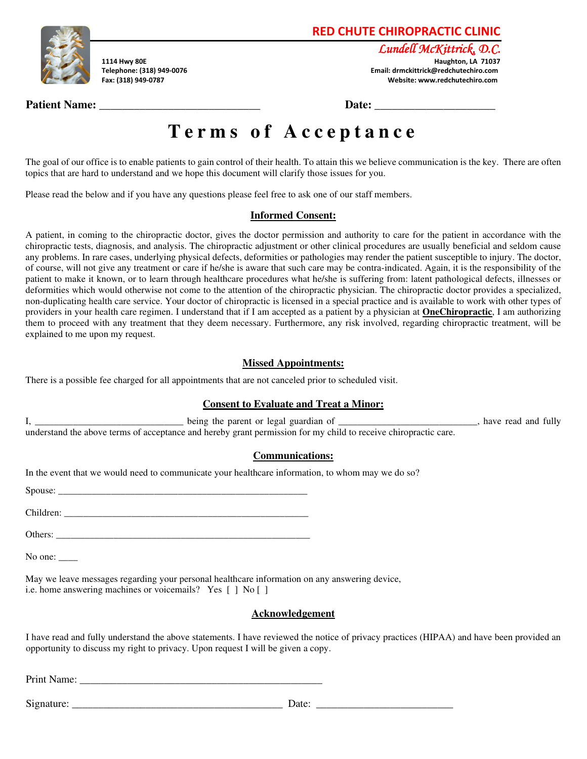# RED CHUTE CHIROPRACTIC CLINIC

*Lundell McKittrick, D.C.*

1114 Hwy 80E
Telephone: (318) 949-0076
Fax: (318) 949-0787

Haughton, LA 71037
Email: drmckittrick@redchutechiro.com
Website: www.redchutechiro.com

**Patient Name:** ______________________________ **Date:** ______________________

# Terms of Acceptance

The goal of our office is to enable patients to gain control of their health. To attain this we believe communication is the key. There are often topics that are hard to understand and we hope this document will clarify those issues for you.

Please read the below and if you have any questions please feel free to ask one of our staff members.

## Informed Consent:

A patient, in coming to the chiropractic doctor, gives the doctor permission and authority to care for the patient in accordance with the chiropractic tests, diagnosis, and analysis. The chiropractic adjustment or other clinical procedures are usually beneficial and seldom cause any problems. In rare cases, underlying physical defects, deformities or pathologies may render the patient susceptible to injury. The doctor, of course, will not give any treatment or care if he/she is aware that such care may be contra-indicated. Again, it is the responsibility of the patient to make it known, or to learn through healthcare procedures what he/she is suffering from: latent pathological defects, illnesses or deformities which would otherwise not come to the attention of the chiropractic physician. The chiropractic doctor provides a specialized, non-duplicating health care service. Your doctor of chiropractic is licensed in a special practice and is available to work with other types of providers in your health care regimen. I understand that if I am accepted as a patient by a physician at **OneChiropractic**, I am authorizing them to proceed with any treatment that they deem necessary. Furthermore, any risk involved, regarding chiropractic treatment, will be explained to me upon my request.

## Missed Appointments:

There is a possible fee charged for all appointments that are not canceled prior to scheduled visit.

## Consent to Evaluate and Treat a Minor:

I, ______________________________ being the parent or legal guardian of ____________________________, have read and fully understand the above terms of acceptance and hereby grant permission for my child to receive chiropractic care.

## Communications:

In the event that we would need to communicate your healthcare information, to whom may we do so?

Spouse: ___________________________________________________

Children: __________________________________________________

Others: ____________________________________________________

No one: ____

May we leave messages regarding your personal healthcare information on any answering device, i.e. home answering machines or voicemails? Yes [ ] No [ ]

## Acknowledgement

I have read and fully understand the above statements. I have reviewed the notice of privacy practices (HIPAA) and have been provided an opportunity to discuss my right to privacy. Upon request I will be given a copy.

Print Name: _______________________________________________

Signature: ___________________________________________ Date: ___________________________